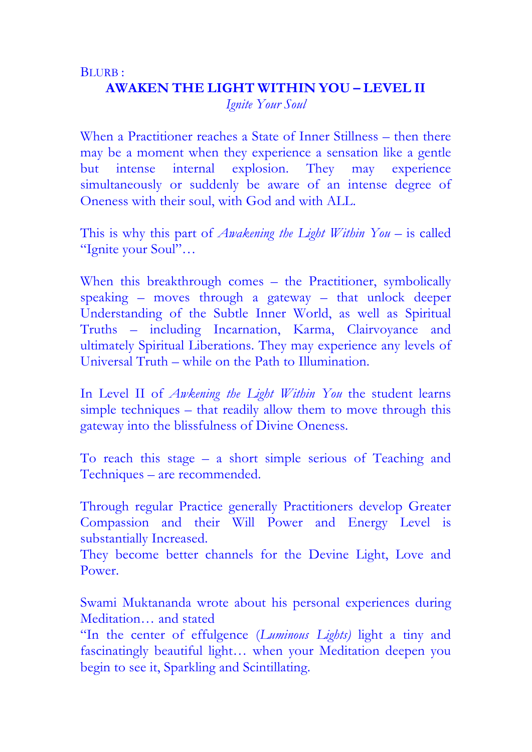BLURB :

# AWAKEN THE LIGHT WITHIN YOU – LEVEL II

*Ignite Your Soul*

When a Practitioner reaches a State of Inner Stillness – then there may be a moment when they experience a sensation like a gentle but intense internal explosion. They may experience simultaneously or suddenly be aware of an intense degree of Oneness with their soul, with God and with ALL.

This is why this part of *Awakening the Light Within You* – is called "Ignite your Soul"…

When this breakthrough comes – the Practitioner, symbolically speaking – moves through a gateway – that unlock deeper Understanding of the Subtle Inner World, as well as Spiritual Truths – including Incarnation, Karma, Clairvoyance and ultimately Spiritual Liberations. They may experience any levels of Universal Truth – while on the Path to Illumination.

In Level II of *Awkening the Light Within You* the student learns simple techniques – that readily allow them to move through this gateway into the blissfulness of Divine Oneness.

To reach this stage – a short simple serious of Teaching and Techniques – are recommended.

Through regular Practice generally Practitioners develop Greater Compassion and their Will Power and Energy Level is substantially Increased.
They become better channels for the Devine Light, Love and Power.

Swami Muktananda wrote about his personal experiences during Meditation… and stated
"In the center of effulgence (*Luminous Lights)* light a tiny and fascinatingly beautiful light… when your Meditation deepen you begin to see it, Sparkling and Scintillating.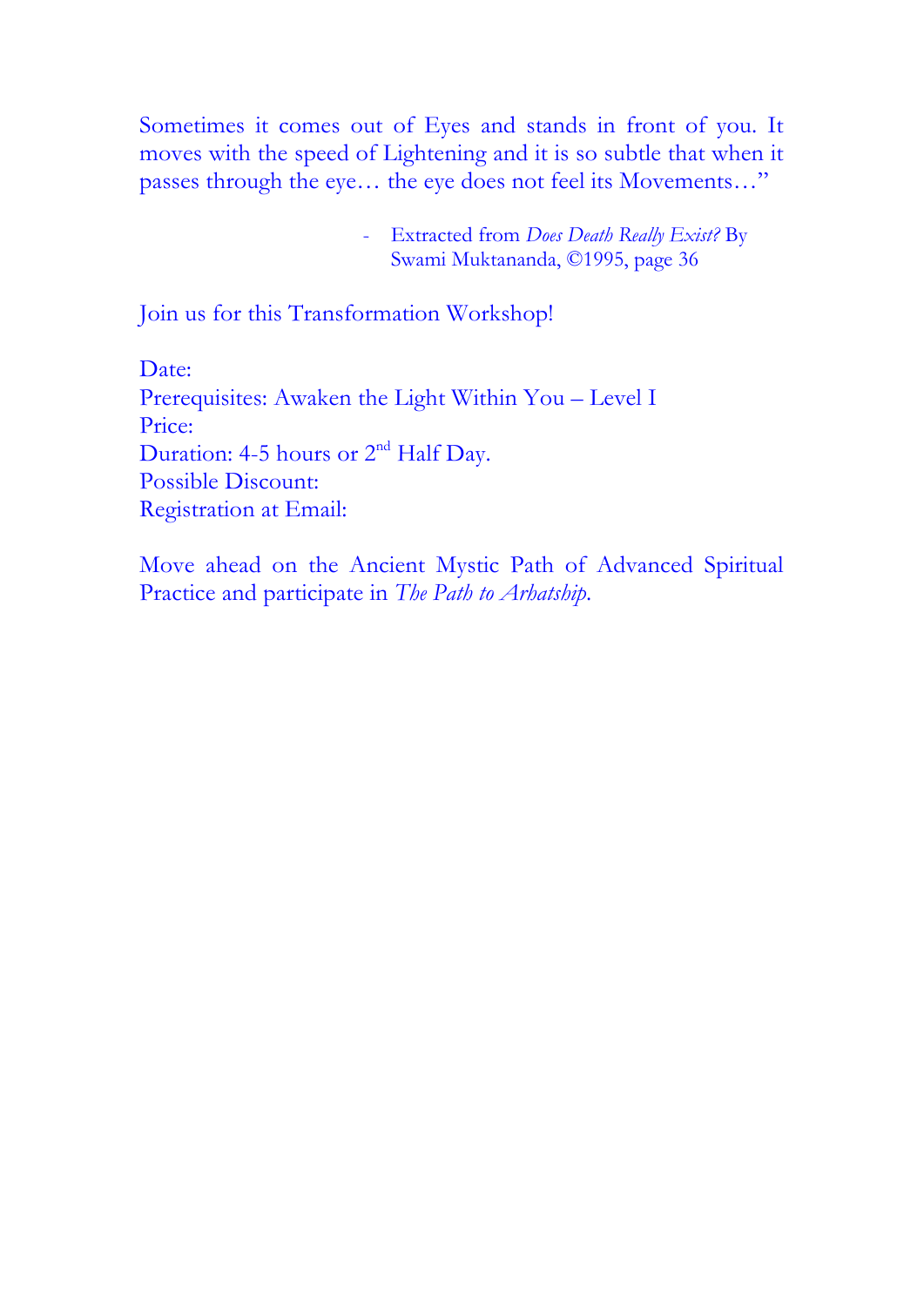Sometimes it comes out of Eyes and stands in front of you. It moves with the speed of Lightening and it is so subtle that when it passes through the eye… the eye does not feel its Movements…"

- Extracted from *Does Death Really Exist?* By Swami Muktananda, ©1995, page 36

Join us for this Transformation Workshop!

Date:
Prerequisites: Awaken the Light Within You – Level I
Price:
Duration: 4-5 hours or 2nd Half Day.
Possible Discount:
Registration at Email:

Move ahead on the Ancient Mystic Path of Advanced Spiritual Practice and participate in *The Path to Arhatship*.